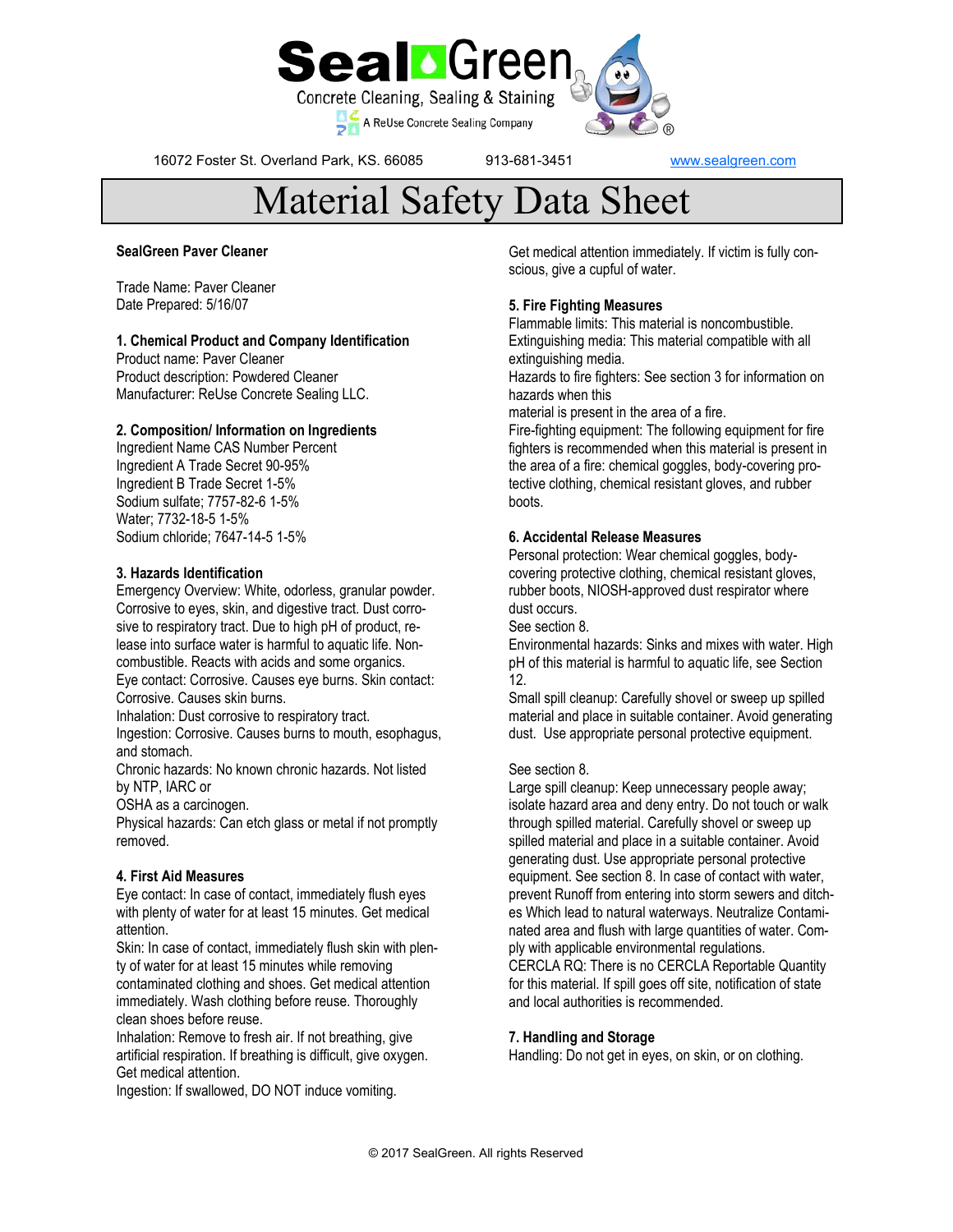# SealGreen

Concrete Cleaning, Sealing & Staining

A ReUse Concrete Sealing Company

16072 Foster St. Overland Park, KS. 66085 913-681-3451 www.sealgreen.com

# Material Safety Data Sheet

**SealGreen Paver Cleaner**

Trade Name: Paver Cleaner
Date Prepared: 5/16/07

**1. Chemical Product and Company Identification**
Product name: Paver Cleaner
Product description: Powdered Cleaner
Manufacturer: ReUse Concrete Sealing LLC.

**2. Composition/ Information on Ingredients**
Ingredient Name CAS Number Percent
Ingredient A Trade Secret 90-95%
Ingredient B Trade Secret 1-5%
Sodium sulfate; 7757-82-6 1-5%
Water; 7732-18-5 1-5%
Sodium chloride; 7647-14-5 1-5%

**3. Hazards Identification**
Emergency Overview: White, odorless, granular powder. Corrosive to eyes, skin, and digestive tract. Dust corrosive to respiratory tract. Due to high pH of product, release into surface water is harmful to aquatic life. Noncombustible. Reacts with acids and some organics.
Eye contact: Corrosive. Causes eye burns. Skin contact: Corrosive. Causes skin burns.
Inhalation: Dust corrosive to respiratory tract.
Ingestion: Corrosive. Causes burns to mouth, esophagus, and stomach.
Chronic hazards: No known chronic hazards. Not listed by NTP, IARC or
OSHA as a carcinogen.
Physical hazards: Can etch glass or metal if not promptly removed.

**4. First Aid Measures**
Eye contact: In case of contact, immediately flush eyes with plenty of water for at least 15 minutes. Get medical attention.
Skin: In case of contact, immediately flush skin with plenty of water for at least 15 minutes while removing contaminated clothing and shoes. Get medical attention immediately. Wash clothing before reuse. Thoroughly clean shoes before reuse.
Inhalation: Remove to fresh air. If not breathing, give artificial respiration. If breathing is difficult, give oxygen. Get medical attention.
Ingestion: If swallowed, DO NOT induce vomiting. Get medical attention immediately. If victim is fully conscious, give a cupful of water.

**5. Fire Fighting Measures**
Flammable limits: This material is noncombustible.
Extinguishing media: This material compatible with all extinguishing media.
Hazards to fire fighters: See section 3 for information on hazards when this
material is present in the area of a fire.
Fire-fighting equipment: The following equipment for fire fighters is recommended when this material is present in the area of a fire: chemical goggles, body-covering protective clothing, chemical resistant gloves, and rubber boots.

**6. Accidental Release Measures**
Personal protection: Wear chemical goggles, body-covering protective clothing, chemical resistant gloves, rubber boots, NIOSH-approved dust respirator where dust occurs.
See section 8.
Environmental hazards: Sinks and mixes with water. High pH of this material is harmful to aquatic life, see Section 12.
Small spill cleanup: Carefully shovel or sweep up spilled material and place in suitable container. Avoid generating dust. Use appropriate personal protective equipment.

See section 8.
Large spill cleanup: Keep unnecessary people away; isolate hazard area and deny entry. Do not touch or walk through spilled material. Carefully shovel or sweep up spilled material and place in a suitable container. Avoid generating dust. Use appropriate personal protective equipment. See section 8. In case of contact with water, prevent Runoff from entering into storm sewers and ditches Which lead to natural waterways. Neutralize Contaminated area and flush with large quantities of water. Comply with applicable environmental regulations.
CERCLA RQ: There is no CERCLA Reportable Quantity for this material. If spill goes off site, notification of state and local authorities is recommended.

**7. Handling and Storage**
Handling: Do not get in eyes, on skin, or on clothing.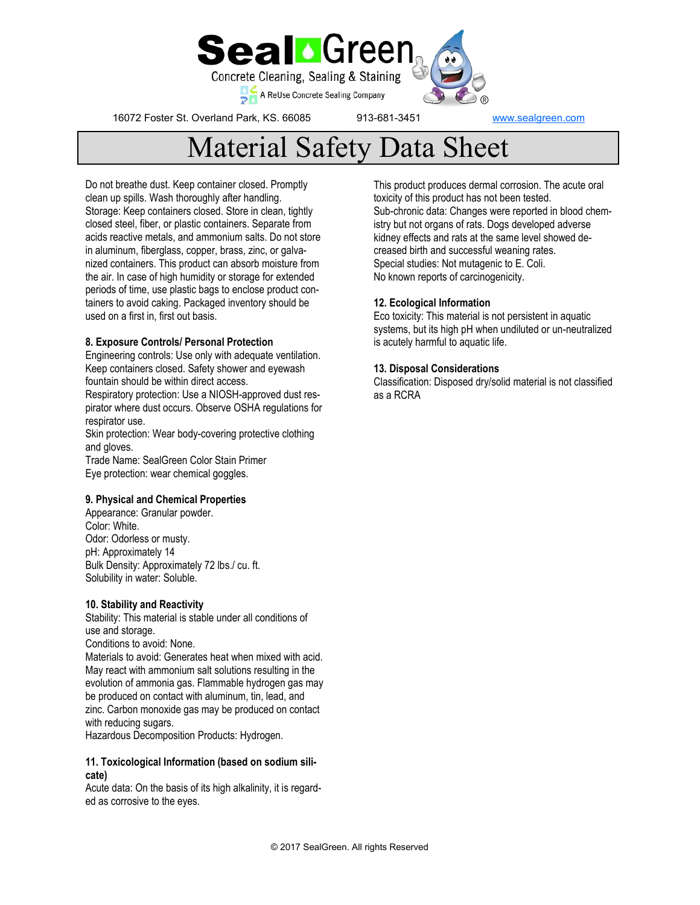SealGreen
Concrete Cleaning, Sealing & Staining
A ReUse Concrete Sealing Company

16072 Foster St. Overland Park, KS. 66085 913-681-3451 www.sealgreen.com

# Material Safety Data Sheet

Do not breathe dust. Keep container closed. Promptly clean up spills. Wash thoroughly after handling.
Storage: Keep containers closed. Store in clean, tightly closed steel, fiber, or plastic containers. Separate from acids reactive metals, and ammonium salts. Do not store in aluminum, fiberglass, copper, brass, zinc, or galvanized containers. This product can absorb moisture from the air. In case of high humidity or storage for extended periods of time, use plastic bags to enclose product containers to avoid caking. Packaged inventory should be used on a first in, first out basis.

### 8. Exposure Controls/ Personal Protection

Engineering controls: Use only with adequate ventilation. Keep containers closed. Safety shower and eyewash fountain should be within direct access.
Respiratory protection: Use a NIOSH-approved dust respirator where dust occurs. Observe OSHA regulations for respirator use.
Skin protection: Wear body-covering protective clothing and gloves.
Trade Name: SealGreen Color Stain Primer
Eye protection: wear chemical goggles.

### 9. Physical and Chemical Properties

Appearance: Granular powder.
Color: White.
Odor: Odorless or musty.
pH: Approximately 14
Bulk Density: Approximately 72 lbs./ cu. ft.
Solubility in water: Soluble.

### 10. Stability and Reactivity

Stability: This material is stable under all conditions of use and storage.
Conditions to avoid: None.
Materials to avoid: Generates heat when mixed with acid. May react with ammonium salt solutions resulting in the evolution of ammonia gas. Flammable hydrogen gas may be produced on contact with aluminum, tin, lead, and zinc. Carbon monoxide gas may be produced on contact with reducing sugars.
Hazardous Decomposition Products: Hydrogen.

### 11. Toxicological Information (based on sodium silicate)

Acute data: On the basis of its high alkalinity, it is regarded as corrosive to the eyes.
This product produces dermal corrosion. The acute oral toxicity of this product has not been tested.
Sub-chronic data: Changes were reported in blood chemistry but not organs of rats. Dogs developed adverse kidney effects and rats at the same level showed decreased birth and successful weaning rates.
Special studies: Not mutagenic to E. Coli.
No known reports of carcinogenicity.

### 12. Ecological Information

Eco toxicity: This material is not persistent in aquatic systems, but its high pH when undiluted or un-neutralized is acutely harmful to aquatic life.

### 13. Disposal Considerations

Classification: Disposed dry/solid material is not classified as a RCRA

© 2017 SealGreen. All rights Reserved